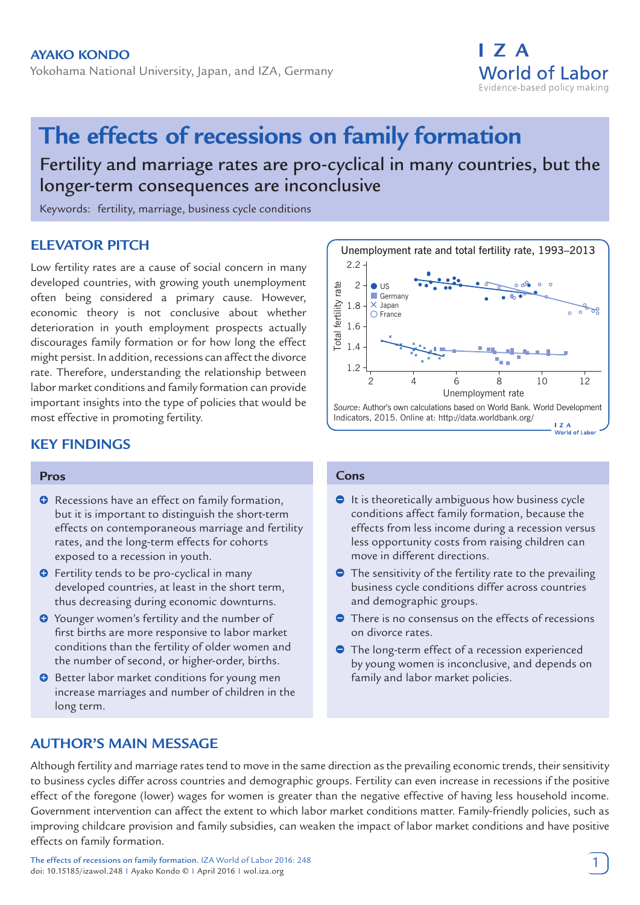**AYAKO KONDO**

Yokohama National University, Japan, and IZA, Germany

# The effects of recessions on family formation

## Fertility and marriage rates are pro-cyclical in many countries, but the longer-term consequences are inconclusive

Keywords: fertility, marriage, business cycle conditions

## ELEVATOR PITCH

Low fertility rates are a cause of social concern in many developed countries, with growing youth unemployment often being considered a primary cause. However, economic theory is not conclusive about whether deterioration in youth employment prospects actually discourages family formation or for how long the effect might persist. In addition, recessions can affect the divorce rate. Therefore, understanding the relationship between labor market conditions and family formation can provide important insights into the type of policies that would be most effective in promoting fertility.

Unemployment rate and total fertility rate, 1993–2013

*Source*: Author's own calculations based on World Bank. World Development Indicators, 2015. Online at: http://data.worldbank.org/

## KEY FINDINGS

### Pros

- Recessions have an effect on family formation, but it is important to distinguish the short-term effects on contemporaneous marriage and fertility rates, and the long-term effects for cohorts exposed to a recession in youth.
- Fertility tends to be pro-cyclical in many developed countries, at least in the short term, thus decreasing during economic downturns.
- Younger women's fertility and the number of first births are more responsive to labor market conditions than the fertility of older women and the number of second, or higher-order, births.
- Better labor market conditions for young men increase marriages and number of children in the long term.

### Cons

- It is theoretically ambiguous how business cycle conditions affect family formation, because the effects from less income during a recession versus less opportunity costs from raising children can move in different directions.
- The sensitivity of the fertility rate to the prevailing business cycle conditions differ across countries and demographic groups.
- There is no consensus on the effects of recessions on divorce rates.
- The long-term effect of a recession experienced by young women is inconclusive, and depends on family and labor market policies.

## AUTHOR'S MAIN MESSAGE

Although fertility and marriage rates tend to move in the same direction as the prevailing economic trends, their sensitivity to business cycles differ across countries and demographic groups. Fertility can even increase in recessions if the positive effect of the foregone (lower) wages for women is greater than the negative effective of having less household income. Government intervention can affect the extent to which labor market conditions matter. Family-friendly policies, such as improving childcare provision and family subsidies, can weaken the impact of labor market conditions and have positive effects on family formation.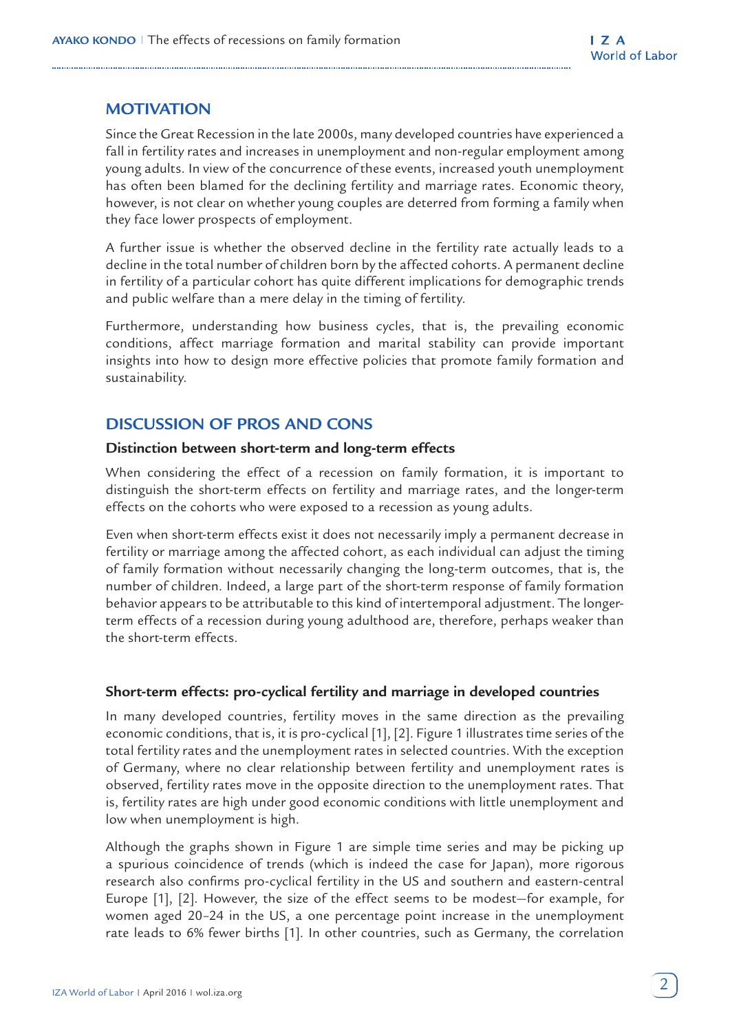## MOTIVATION

Since the Great Recession in the late 2000s, many developed countries have experienced a fall in fertility rates and increases in unemployment and non-regular employment among young adults. In view of the concurrence of these events, increased youth unemployment has often been blamed for the declining fertility and marriage rates. Economic theory, however, is not clear on whether young couples are deterred from forming a family when they face lower prospects of employment.

A further issue is whether the observed decline in the fertility rate actually leads to a decline in the total number of children born by the affected cohorts. A permanent decline in fertility of a particular cohort has quite different implications for demographic trends and public welfare than a mere delay in the timing of fertility.

Furthermore, understanding how business cycles, that is, the prevailing economic conditions, affect marriage formation and marital stability can provide important insights into how to design more effective policies that promote family formation and sustainability.

## DISCUSSION OF PROS AND CONS

### Distinction between short-term and long-term effects

When considering the effect of a recession on family formation, it is important to distinguish the short-term effects on fertility and marriage rates, and the longer-term effects on the cohorts who were exposed to a recession as young adults.

Even when short-term effects exist it does not necessarily imply a permanent decrease in fertility or marriage among the affected cohort, as each individual can adjust the timing of family formation without necessarily changing the long-term outcomes, that is, the number of children. Indeed, a large part of the short-term response of family formation behavior appears to be attributable to this kind of intertemporal adjustment. The longer-term effects of a recession during young adulthood are, therefore, perhaps weaker than the short-term effects.

### Short-term effects: pro-cyclical fertility and marriage in developed countries

In many developed countries, fertility moves in the same direction as the prevailing economic conditions, that is, it is pro-cyclical [1], [2]. Figure 1 illustrates time series of the total fertility rates and the unemployment rates in selected countries. With the exception of Germany, where no clear relationship between fertility and unemployment rates is observed, fertility rates move in the opposite direction to the unemployment rates. That is, fertility rates are high under good economic conditions with little unemployment and low when unemployment is high.

Although the graphs shown in Figure 1 are simple time series and may be picking up a spurious coincidence of trends (which is indeed the case for Japan), more rigorous research also confirms pro-cyclical fertility in the US and southern and eastern-central Europe [1], [2]. However, the size of the effect seems to be modest—for example, for women aged 20–24 in the US, a one percentage point increase in the unemployment rate leads to 6% fewer births [1]. In other countries, such as Germany, the correlation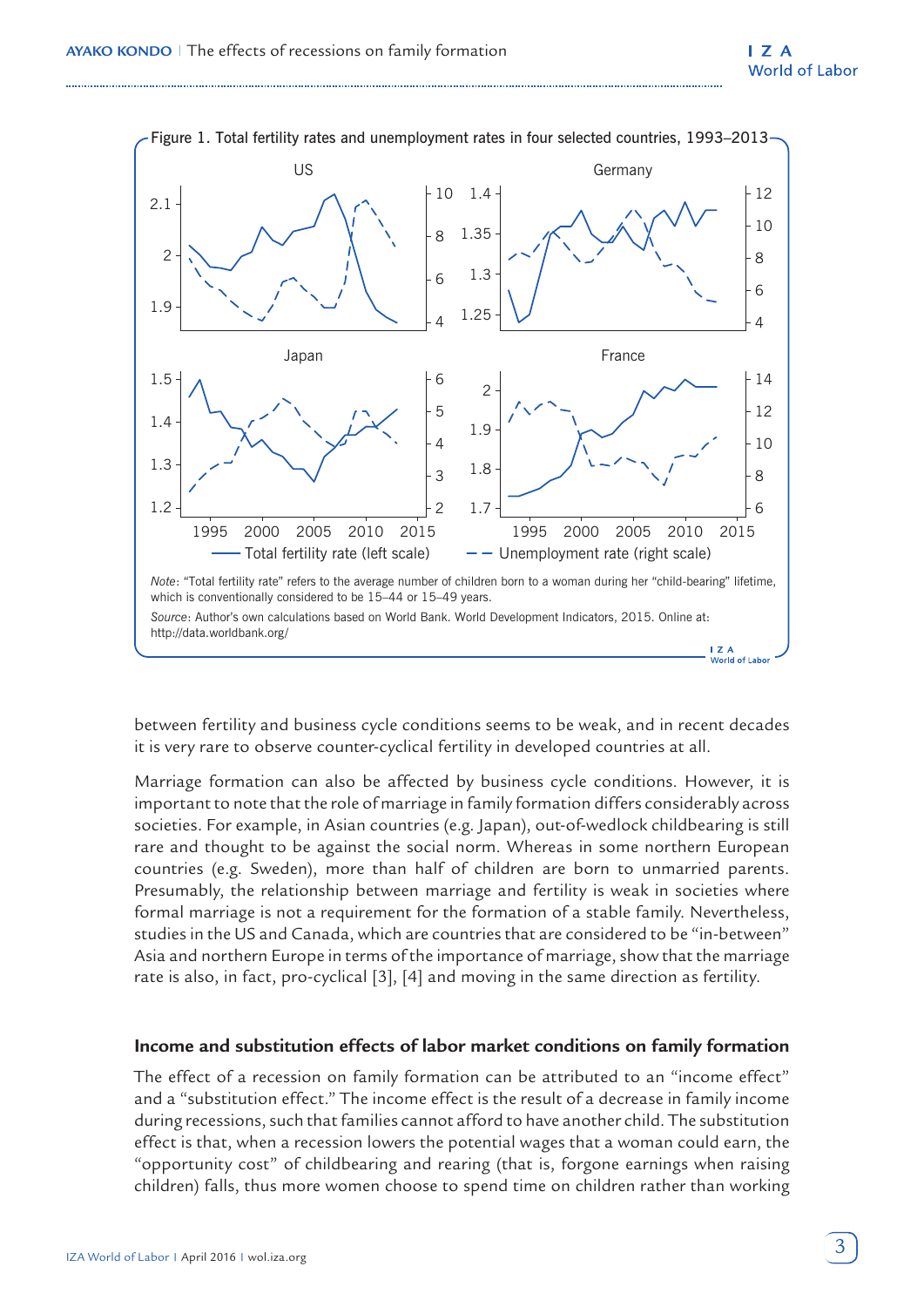Figure 1. Total fertility rates and unemployment rates in four selected countries, 1993–2013

*Note*: "Total fertility rate" refers to the average number of children born to a woman during her "child-bearing" lifetime, which is conventionally considered to be 15–44 or 15–49 years.

*Source*: Author's own calculations based on World Bank. World Development Indicators, 2015. Online at: http://data.worldbank.org/

between fertility and business cycle conditions seems to be weak, and in recent decades it is very rare to observe counter-cyclical fertility in developed countries at all.

Marriage formation can also be affected by business cycle conditions. However, it is important to note that the role of marriage in family formation differs considerably across societies. For example, in Asian countries (e.g. Japan), out-of-wedlock childbearing is still rare and thought to be against the social norm. Whereas in some northern European countries (e.g. Sweden), more than half of children are born to unmarried parents. Presumably, the relationship between marriage and fertility is weak in societies where formal marriage is not a requirement for the formation of a stable family. Nevertheless, studies in the US and Canada, which are countries that are considered to be "in-between" Asia and northern Europe in terms of the importance of marriage, show that the marriage rate is also, in fact, pro-cyclical [3], [4] and moving in the same direction as fertility.

## Income and substitution effects of labor market conditions on family formation

The effect of a recession on family formation can be attributed to an "income effect" and a "substitution effect." The income effect is the result of a decrease in family income during recessions, such that families cannot afford to have another child. The substitution effect is that, when a recession lowers the potential wages that a woman could earn, the "opportunity cost" of childbearing and rearing (that is, forgone earnings when raising children) falls, thus more women choose to spend time on children rather than working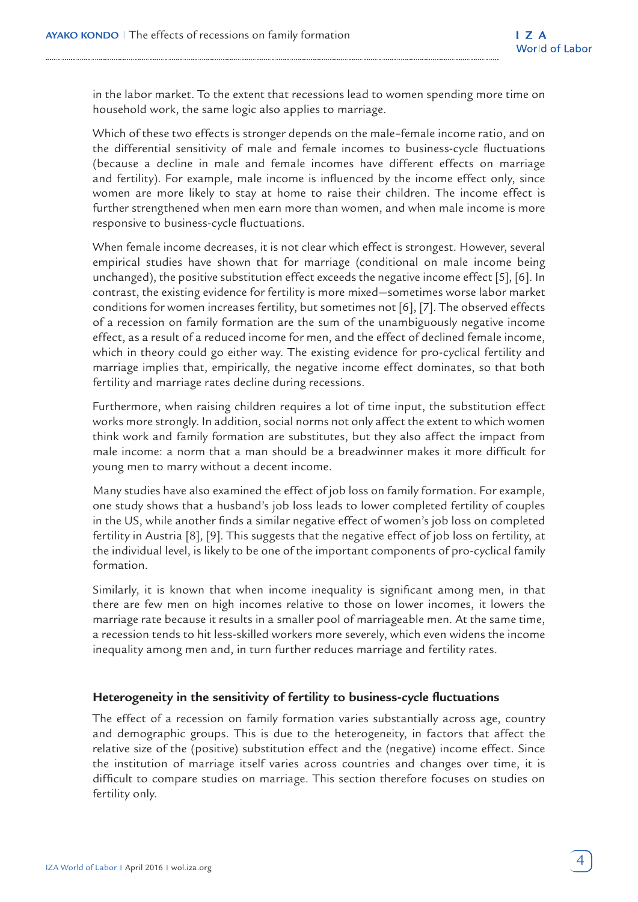in the labor market. To the extent that recessions lead to women spending more time on household work, the same logic also applies to marriage.

Which of these two effects is stronger depends on the male–female income ratio, and on the differential sensitivity of male and female incomes to business-cycle fluctuations (because a decline in male and female incomes have different effects on marriage and fertility). For example, male income is influenced by the income effect only, since women are more likely to stay at home to raise their children. The income effect is further strengthened when men earn more than women, and when male income is more responsive to business-cycle fluctuations.

When female income decreases, it is not clear which effect is strongest. However, several empirical studies have shown that for marriage (conditional on male income being unchanged), the positive substitution effect exceeds the negative income effect [5], [6]. In contrast, the existing evidence for fertility is more mixed—sometimes worse labor market conditions for women increases fertility, but sometimes not [6], [7]. The observed effects of a recession on family formation are the sum of the unambiguously negative income effect, as a result of a reduced income for men, and the effect of declined female income, which in theory could go either way. The existing evidence for pro-cyclical fertility and marriage implies that, empirically, the negative income effect dominates, so that both fertility and marriage rates decline during recessions.

Furthermore, when raising children requires a lot of time input, the substitution effect works more strongly. In addition, social norms not only affect the extent to which women think work and family formation are substitutes, but they also affect the impact from male income: a norm that a man should be a breadwinner makes it more difficult for young men to marry without a decent income.

Many studies have also examined the effect of job loss on family formation. For example, one study shows that a husband's job loss leads to lower completed fertility of couples in the US, while another finds a similar negative effect of women's job loss on completed fertility in Austria [8], [9]. This suggests that the negative effect of job loss on fertility, at the individual level, is likely to be one of the important components of pro-cyclical family formation.

Similarly, it is known that when income inequality is significant among men, in that there are few men on high incomes relative to those on lower incomes, it lowers the marriage rate because it results in a smaller pool of marriageable men. At the same time, a recession tends to hit less-skilled workers more severely, which even widens the income inequality among men and, in turn further reduces marriage and fertility rates.

### Heterogeneity in the sensitivity of fertility to business-cycle fluctuations

The effect of a recession on family formation varies substantially across age, country and demographic groups. This is due to the heterogeneity, in factors that affect the relative size of the (positive) substitution effect and the (negative) income effect. Since the institution of marriage itself varies across countries and changes over time, it is difficult to compare studies on marriage. This section therefore focuses on studies on fertility only.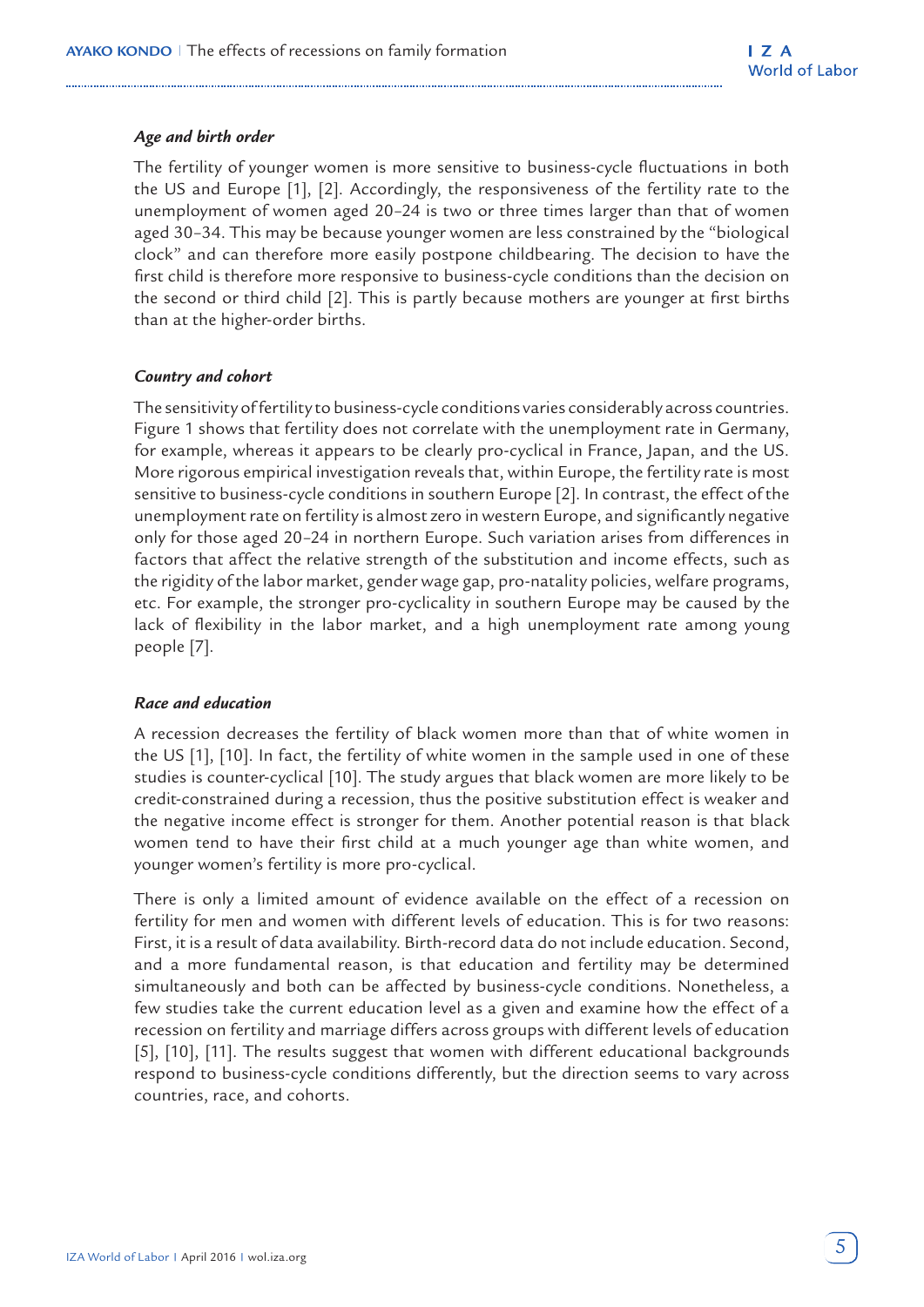### *Age and birth order*

The fertility of younger women is more sensitive to business-cycle fluctuations in both the US and Europe [1], [2]. Accordingly, the responsiveness of the fertility rate to the unemployment of women aged 20–24 is two or three times larger than that of women aged 30–34. This may be because younger women are less constrained by the "biological clock" and can therefore more easily postpone childbearing. The decision to have the first child is therefore more responsive to business-cycle conditions than the decision on the second or third child [2]. This is partly because mothers are younger at first births than at the higher-order births.

### *Country and cohort*

The sensitivity of fertility to business-cycle conditions varies considerably across countries. Figure 1 shows that fertility does not correlate with the unemployment rate in Germany, for example, whereas it appears to be clearly pro-cyclical in France, Japan, and the US. More rigorous empirical investigation reveals that, within Europe, the fertility rate is most sensitive to business-cycle conditions in southern Europe [2]. In contrast, the effect of the unemployment rate on fertility is almost zero in western Europe, and significantly negative only for those aged 20–24 in northern Europe. Such variation arises from differences in factors that affect the relative strength of the substitution and income effects, such as the rigidity of the labor market, gender wage gap, pro-natality policies, welfare programs, etc. For example, the stronger pro-cyclicality in southern Europe may be caused by the lack of flexibility in the labor market, and a high unemployment rate among young people [7].

### *Race and education*

A recession decreases the fertility of black women more than that of white women in the US [1], [10]. In fact, the fertility of white women in the sample used in one of these studies is counter-cyclical [10]. The study argues that black women are more likely to be credit-constrained during a recession, thus the positive substitution effect is weaker and the negative income effect is stronger for them. Another potential reason is that black women tend to have their first child at a much younger age than white women, and younger women's fertility is more pro-cyclical.

There is only a limited amount of evidence available on the effect of a recession on fertility for men and women with different levels of education. This is for two reasons: First, it is a result of data availability. Birth-record data do not include education. Second, and a more fundamental reason, is that education and fertility may be determined simultaneously and both can be affected by business-cycle conditions. Nonetheless, a few studies take the current education level as a given and examine how the effect of a recession on fertility and marriage differs across groups with different levels of education [5], [10], [11]. The results suggest that women with different educational backgrounds respond to business-cycle conditions differently, but the direction seems to vary across countries, race, and cohorts.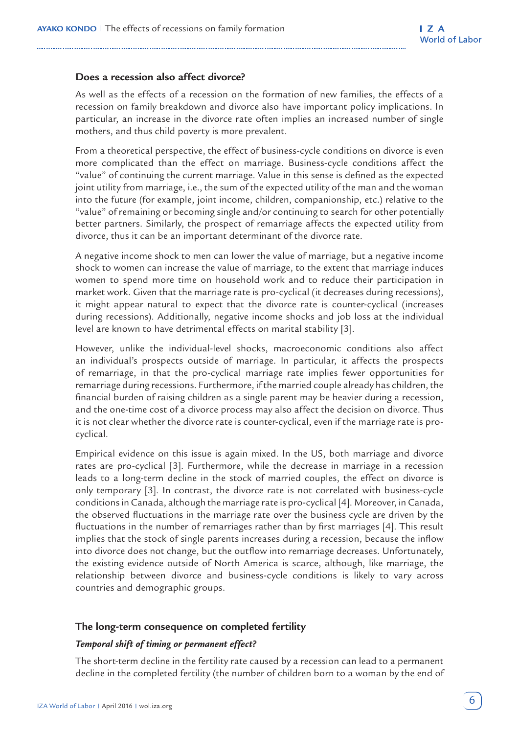## Does a recession also affect divorce?

As well as the effects of a recession on the formation of new families, the effects of a recession on family breakdown and divorce also have important policy implications. In particular, an increase in the divorce rate often implies an increased number of single mothers, and thus child poverty is more prevalent.

From a theoretical perspective, the effect of business-cycle conditions on divorce is even more complicated than the effect on marriage. Business-cycle conditions affect the "value" of continuing the current marriage. Value in this sense is defined as the expected joint utility from marriage, i.e., the sum of the expected utility of the man and the woman into the future (for example, joint income, children, companionship, etc.) relative to the "value" of remaining or becoming single and/or continuing to search for other potentially better partners. Similarly, the prospect of remarriage affects the expected utility from divorce, thus it can be an important determinant of the divorce rate.

A negative income shock to men can lower the value of marriage, but a negative income shock to women can increase the value of marriage, to the extent that marriage induces women to spend more time on household work and to reduce their participation in market work. Given that the marriage rate is pro-cyclical (it decreases during recessions), it might appear natural to expect that the divorce rate is counter-cyclical (increases during recessions). Additionally, negative income shocks and job loss at the individual level are known to have detrimental effects on marital stability [3].

However, unlike the individual-level shocks, macroeconomic conditions also affect an individual's prospects outside of marriage. In particular, it affects the prospects of remarriage, in that the pro-cyclical marriage rate implies fewer opportunities for remarriage during recessions. Furthermore, if the married couple already has children, the financial burden of raising children as a single parent may be heavier during a recession, and the one-time cost of a divorce process may also affect the decision on divorce. Thus it is not clear whether the divorce rate is counter-cyclical, even if the marriage rate is pro-cyclical.

Empirical evidence on this issue is again mixed. In the US, both marriage and divorce rates are pro-cyclical [3]. Furthermore, while the decrease in marriage in a recession leads to a long-term decline in the stock of married couples, the effect on divorce is only temporary [3]. In contrast, the divorce rate is not correlated with business-cycle conditions in Canada, although the marriage rate is pro-cyclical [4]. Moreover, in Canada, the observed fluctuations in the marriage rate over the business cycle are driven by the fluctuations in the number of remarriages rather than by first marriages [4]. This result implies that the stock of single parents increases during a recession, because the inflow into divorce does not change, but the outflow into remarriage decreases. Unfortunately, the existing evidence outside of North America is scarce, although, like marriage, the relationship between divorce and business-cycle conditions is likely to vary across countries and demographic groups.

## The long-term consequence on completed fertility

### *Temporal shift of timing or permanent effect?*

The short-term decline in the fertility rate caused by a recession can lead to a permanent decline in the completed fertility (the number of children born to a woman by the end of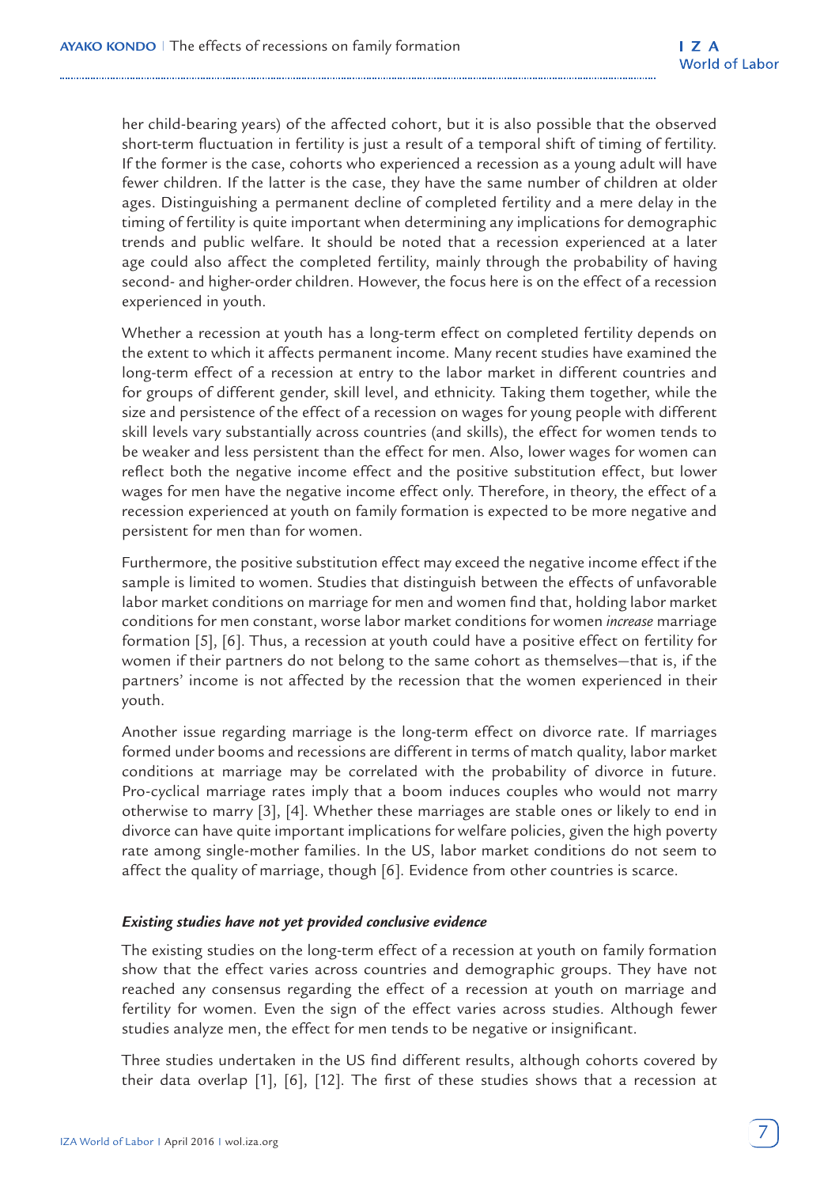her child-bearing years) of the affected cohort, but it is also possible that the observed short-term fluctuation in fertility is just a result of a temporal shift of timing of fertility. If the former is the case, cohorts who experienced a recession as a young adult will have fewer children. If the latter is the case, they have the same number of children at older ages. Distinguishing a permanent decline of completed fertility and a mere delay in the timing of fertility is quite important when determining any implications for demographic trends and public welfare. It should be noted that a recession experienced at a later age could also affect the completed fertility, mainly through the probability of having second- and higher-order children. However, the focus here is on the effect of a recession experienced in youth.

Whether a recession at youth has a long-term effect on completed fertility depends on the extent to which it affects permanent income. Many recent studies have examined the long-term effect of a recession at entry to the labor market in different countries and for groups of different gender, skill level, and ethnicity. Taking them together, while the size and persistence of the effect of a recession on wages for young people with different skill levels vary substantially across countries (and skills), the effect for women tends to be weaker and less persistent than the effect for men. Also, lower wages for women can reflect both the negative income effect and the positive substitution effect, but lower wages for men have the negative income effect only. Therefore, in theory, the effect of a recession experienced at youth on family formation is expected to be more negative and persistent for men than for women.

Furthermore, the positive substitution effect may exceed the negative income effect if the sample is limited to women. Studies that distinguish between the effects of unfavorable labor market conditions on marriage for men and women find that, holding labor market conditions for men constant, worse labor market conditions for women *increase* marriage formation [5], [6]. Thus, a recession at youth could have a positive effect on fertility for women if their partners do not belong to the same cohort as themselves—that is, if the partners' income is not affected by the recession that the women experienced in their youth.

Another issue regarding marriage is the long-term effect on divorce rate. If marriages formed under booms and recessions are different in terms of match quality, labor market conditions at marriage may be correlated with the probability of divorce in future. Pro-cyclical marriage rates imply that a boom induces couples who would not marry otherwise to marry [3], [4]. Whether these marriages are stable ones or likely to end in divorce can have quite important implications for welfare policies, given the high poverty rate among single-mother families. In the US, labor market conditions do not seem to affect the quality of marriage, though [6]. Evidence from other countries is scarce.

### *Existing studies have not yet provided conclusive evidence*

The existing studies on the long-term effect of a recession at youth on family formation show that the effect varies across countries and demographic groups. They have not reached any consensus regarding the effect of a recession at youth on marriage and fertility for women. Even the sign of the effect varies across studies. Although fewer studies analyze men, the effect for men tends to be negative or insignificant.

Three studies undertaken in the US find different results, although cohorts covered by their data overlap [1], [6], [12]. The first of these studies shows that a recession at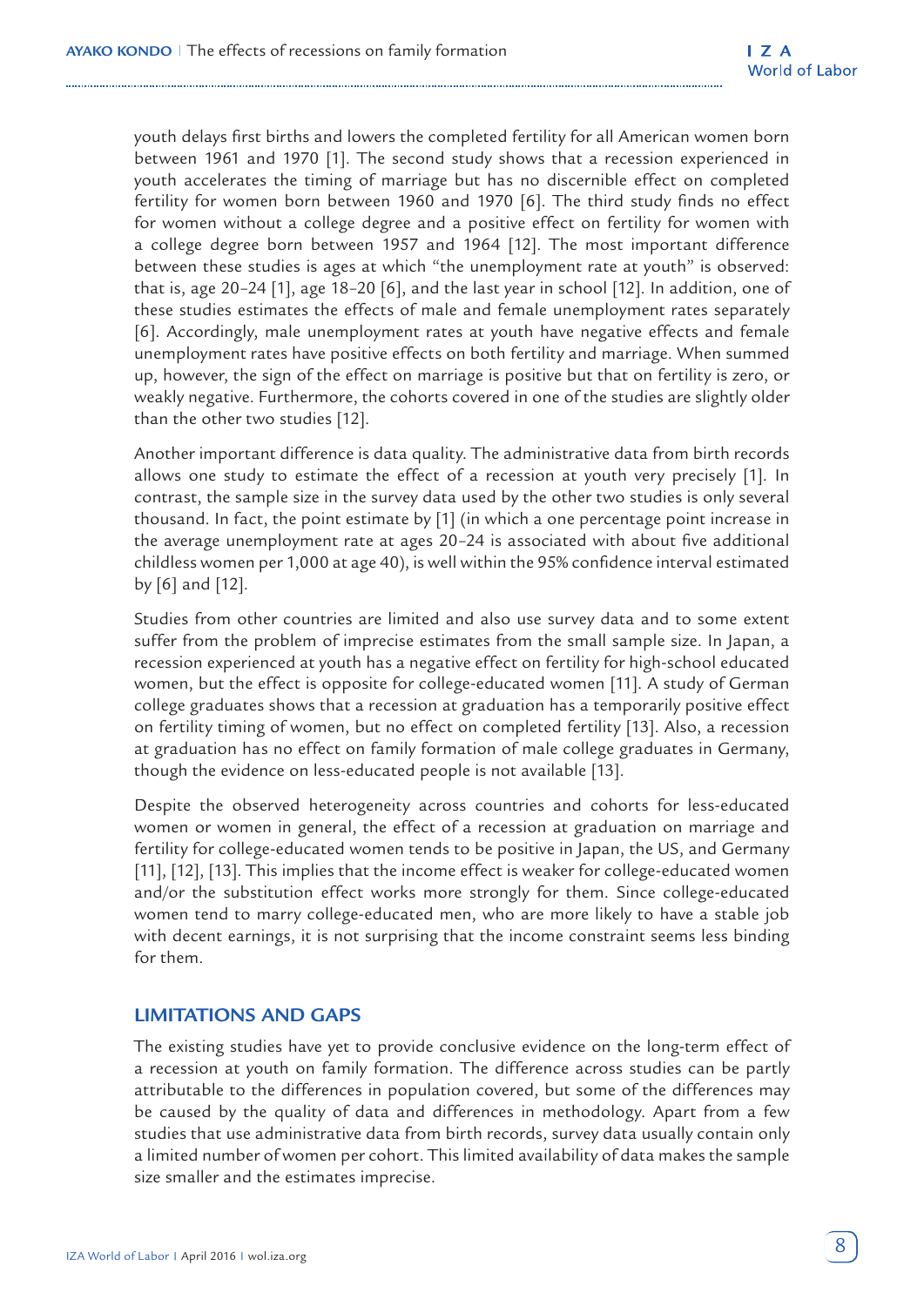youth delays first births and lowers the completed fertility for all American women born between 1961 and 1970 [1]. The second study shows that a recession experienced in youth accelerates the timing of marriage but has no discernible effect on completed fertility for women born between 1960 and 1970 [6]. The third study finds no effect for women without a college degree and a positive effect on fertility for women with a college degree born between 1957 and 1964 [12]. The most important difference between these studies is ages at which "the unemployment rate at youth" is observed: that is, age 20–24 [1], age 18–20 [6], and the last year in school [12]. In addition, one of these studies estimates the effects of male and female unemployment rates separately [6]. Accordingly, male unemployment rates at youth have negative effects and female unemployment rates have positive effects on both fertility and marriage. When summed up, however, the sign of the effect on marriage is positive but that on fertility is zero, or weakly negative. Furthermore, the cohorts covered in one of the studies are slightly older than the other two studies [12].

Another important difference is data quality. The administrative data from birth records allows one study to estimate the effect of a recession at youth very precisely [1]. In contrast, the sample size in the survey data used by the other two studies is only several thousand. In fact, the point estimate by [1] (in which a one percentage point increase in the average unemployment rate at ages 20–24 is associated with about five additional childless women per 1,000 at age 40), is well within the 95% confidence interval estimated by [6] and [12].

Studies from other countries are limited and also use survey data and to some extent suffer from the problem of imprecise estimates from the small sample size. In Japan, a recession experienced at youth has a negative effect on fertility for high-school educated women, but the effect is opposite for college-educated women [11]. A study of German college graduates shows that a recession at graduation has a temporarily positive effect on fertility timing of women, but no effect on completed fertility [13]. Also, a recession at graduation has no effect on family formation of male college graduates in Germany, though the evidence on less-educated people is not available [13].

Despite the observed heterogeneity across countries and cohorts for less-educated women or women in general, the effect of a recession at graduation on marriage and fertility for college-educated women tends to be positive in Japan, the US, and Germany [11], [12], [13]. This implies that the income effect is weaker for college-educated women and/or the substitution effect works more strongly for them. Since college-educated women tend to marry college-educated men, who are more likely to have a stable job with decent earnings, it is not surprising that the income constraint seems less binding for them.

## LIMITATIONS AND GAPS

The existing studies have yet to provide conclusive evidence on the long-term effect of a recession at youth on family formation. The difference across studies can be partly attributable to the differences in population covered, but some of the differences may be caused by the quality of data and differences in methodology. Apart from a few studies that use administrative data from birth records, survey data usually contain only a limited number of women per cohort. This limited availability of data makes the sample size smaller and the estimates imprecise.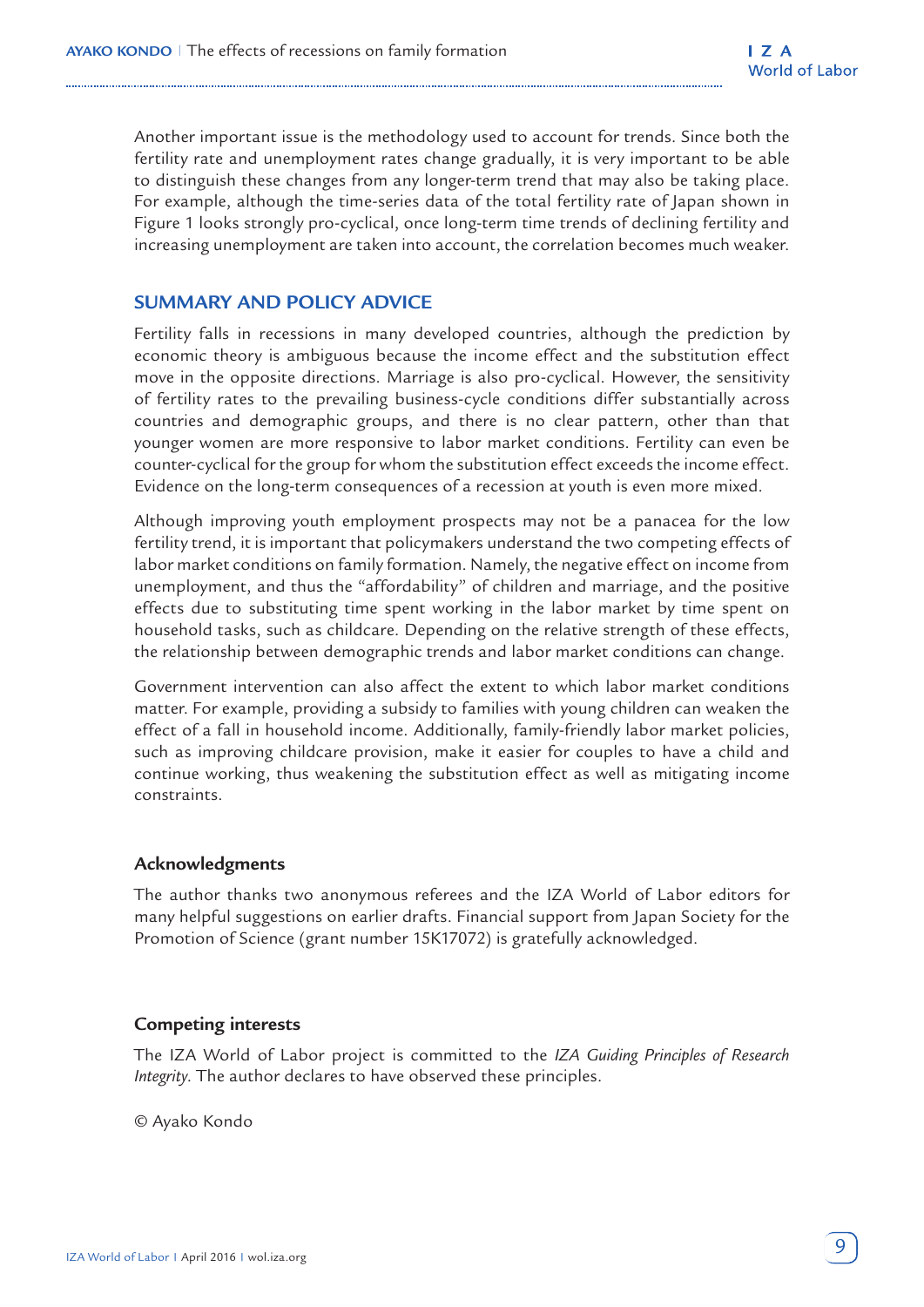Another important issue is the methodology used to account for trends. Since both the fertility rate and unemployment rates change gradually, it is very important to be able to distinguish these changes from any longer-term trend that may also be taking place. For example, although the time-series data of the total fertility rate of Japan shown in Figure 1 looks strongly pro-cyclical, once long-term time trends of declining fertility and increasing unemployment are taken into account, the correlation becomes much weaker.

## SUMMARY AND POLICY ADVICE

Fertility falls in recessions in many developed countries, although the prediction by economic theory is ambiguous because the income effect and the substitution effect move in the opposite directions. Marriage is also pro-cyclical. However, the sensitivity of fertility rates to the prevailing business-cycle conditions differ substantially across countries and demographic groups, and there is no clear pattern, other than that younger women are more responsive to labor market conditions. Fertility can even be counter-cyclical for the group for whom the substitution effect exceeds the income effect. Evidence on the long-term consequences of a recession at youth is even more mixed.

Although improving youth employment prospects may not be a panacea for the low fertility trend, it is important that policymakers understand the two competing effects of labor market conditions on family formation. Namely, the negative effect on income from unemployment, and thus the "affordability" of children and marriage, and the positive effects due to substituting time spent working in the labor market by time spent on household tasks, such as childcare. Depending on the relative strength of these effects, the relationship between demographic trends and labor market conditions can change.

Government intervention can also affect the extent to which labor market conditions matter. For example, providing a subsidy to families with young children can weaken the effect of a fall in household income. Additionally, family-friendly labor market policies, such as improving childcare provision, make it easier for couples to have a child and continue working, thus weakening the substitution effect as well as mitigating income constraints.

### Acknowledgments

The author thanks two anonymous referees and the IZA World of Labor editors for many helpful suggestions on earlier drafts. Financial support from Japan Society for the Promotion of Science (grant number 15K17072) is gratefully acknowledged.

### Competing interests

The IZA World of Labor project is committed to the *IZA Guiding Principles of Research Integrity*. The author declares to have observed these principles.

© Ayako Kondo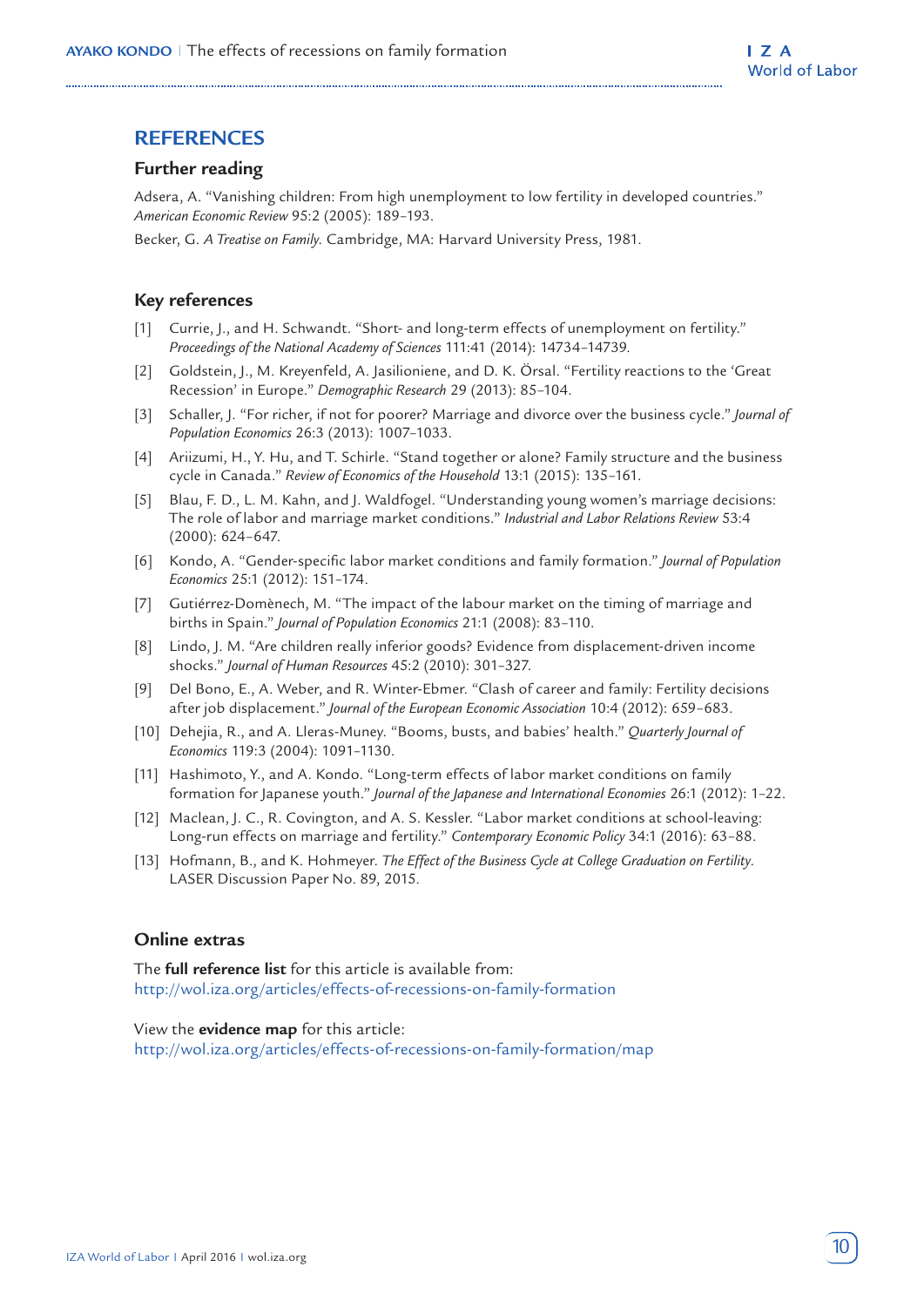## REFERENCES

### Further reading

Adsera, A. "Vanishing children: From high unemployment to low fertility in developed countries." *American Economic Review* 95:2 (2005): 189–193.

Becker, G. *A Treatise on Family*. Cambridge, MA: Harvard University Press, 1981.

### Key references

[1] Currie, J., and H. Schwandt. "Short- and long-term effects of unemployment on fertility." *Proceedings of the National Academy of Sciences* 111:41 (2014): 14734–14739.

[2] Goldstein, J., M. Kreyenfeld, A. Jasilioniene, and D. K. Örsal. "Fertility reactions to the 'Great Recession' in Europe." *Demographic Research* 29 (2013): 85–104.

[3] Schaller, J. "For richer, if not for poorer? Marriage and divorce over the business cycle." *Journal of Population Economics* 26:3 (2013): 1007–1033.

[4] Ariizumi, H., Y. Hu, and T. Schirle. "Stand together or alone? Family structure and the business cycle in Canada." *Review of Economics of the Household* 13:1 (2015): 135–161.

[5] Blau, F. D., L. M. Kahn, and J. Waldfogel. "Understanding young women's marriage decisions: The role of labor and marriage market conditions." *Industrial and Labor Relations Review* 53:4 (2000): 624–647.

[6] Kondo, A. "Gender-specific labor market conditions and family formation." *Journal of Population Economics* 25:1 (2012): 151–174.

[7] Gutiérrez-Domènech, M. "The impact of the labour market on the timing of marriage and births in Spain." *Journal of Population Economics* 21:1 (2008): 83–110.

[8] Lindo, J. M. "Are children really inferior goods? Evidence from displacement-driven income shocks." *Journal of Human Resources* 45:2 (2010): 301–327.

[9] Del Bono, E., A. Weber, and R. Winter-Ebmer. "Clash of career and family: Fertility decisions after job displacement." *Journal of the European Economic Association* 10:4 (2012): 659–683.

[10] Dehejia, R., and A. Lleras-Muney. "Booms, busts, and babies' health." *Quarterly Journal of Economics* 119:3 (2004): 1091–1130.

[11] Hashimoto, Y., and A. Kondo. "Long-term effects of labor market conditions on family formation for Japanese youth." *Journal of the Japanese and International Economies* 26:1 (2012): 1–22.

[12] Maclean, J. C., R. Covington, and A. S. Kessler. "Labor market conditions at school-leaving: Long-run effects on marriage and fertility." *Contemporary Economic Policy* 34:1 (2016): 63–88.

[13] Hofmann, B., and K. Hohmeyer. *The Effect of the Business Cycle at College Graduation on Fertility*. LASER Discussion Paper No. 89, 2015.

### Online extras

The **full reference list** for this article is available from:
http://wol.iza.org/articles/effects-of-recessions-on-family-formation

View the **evidence map** for this article:
http://wol.iza.org/articles/effects-of-recessions-on-family-formation/map